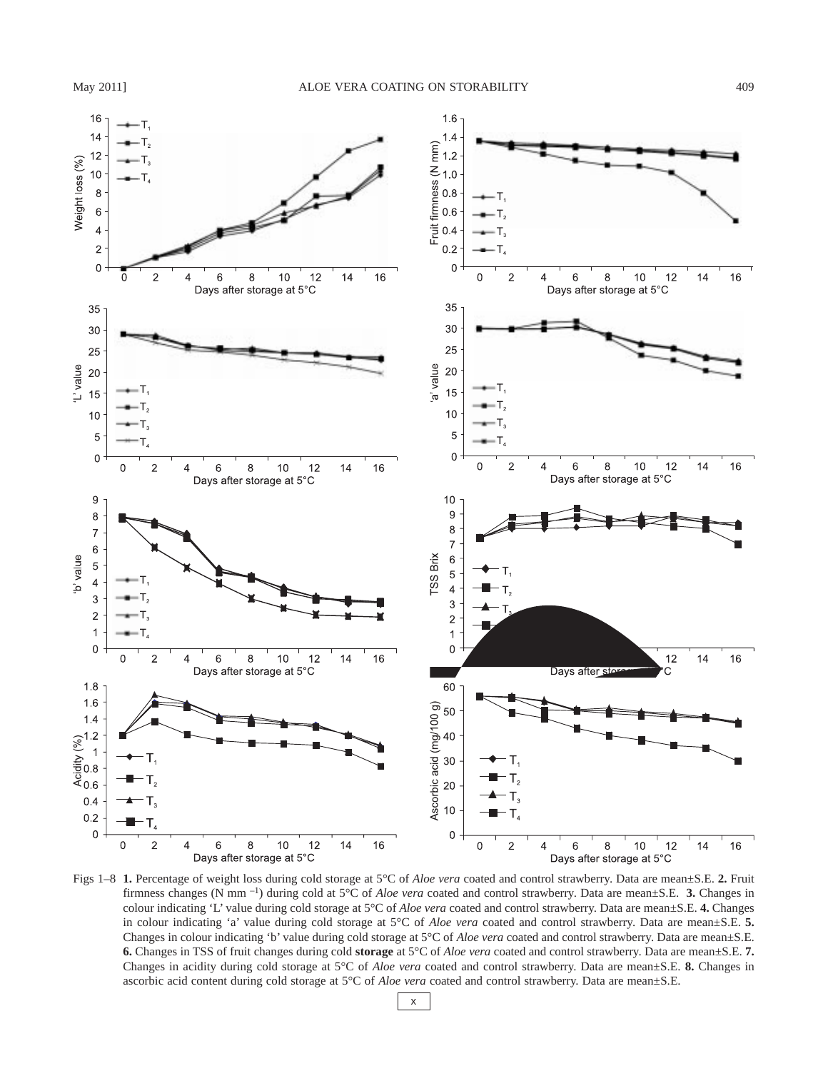Figs 1–8 **1.** Percentage of weight loss during cold storage at 5°C of *Aloe vera* coated and control strawberry. Data are mean±S.E. **2.** Fruit firmness changes (N mm $^{-1}$) during cold at 5°C of *Aloe vera* coated and control strawberry. Data are mean±S.E. **3.** Changes in colour indicating 'L' value during cold storage at 5°C of *Aloe vera* coated and control strawberry. Data are mean±S.E. **4.** Changes in colour indicating 'a' value during cold storage at 5°C of *Aloe vera* coated and control strawberry. Data are mean±S.E. **5.** Changes in colour indicating 'b' value during cold storage at 5°C of *Aloe vera* coated and control strawberry. Data are mean±S.E. **6.** Changes in TSS of fruit changes during cold **storage** at 5°C of *Aloe vera* coated and control strawberry. Data are mean±S.E. **7.** Changes in acidity during cold storage at 5°C of *Aloe vera* coated and control strawberry. Data are mean±S.E. **8.** Changes in ascorbic acid content during cold storage at 5°C of *Aloe vera* coated and control strawberry. Data are mean±S.E.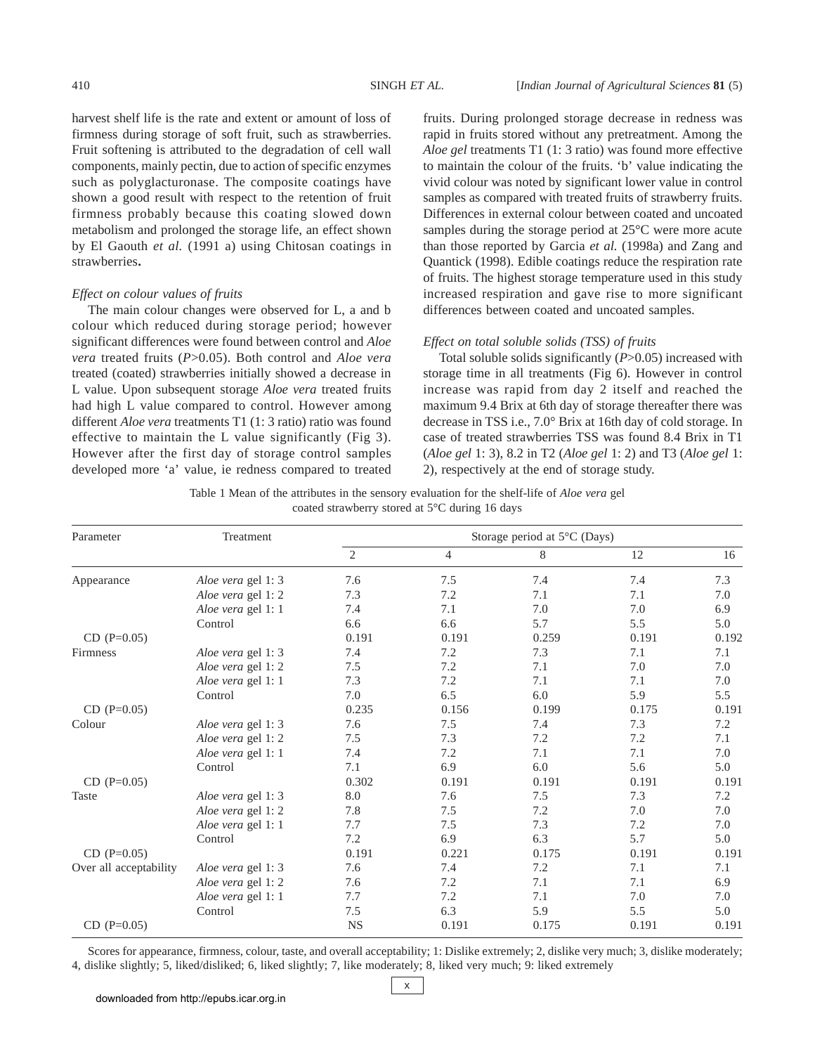harvest shelf life is the rate and extent or amount of loss of firmness during storage of soft fruit, such as strawberries. Fruit softening is attributed to the degradation of cell wall components, mainly pectin, due to action of specific enzymes such as polyglacturonase. The composite coatings have shown a good result with respect to the retention of fruit firmness probably because this coating slowed down metabolism and prolonged the storage life, an effect shown by El Gaouth *et al.* (1991 a) using Chitosan coatings in strawberries**.**

### *Effect on colour values of fruits*

The main colour changes were observed for L, a and b colour which reduced during storage period; however significant differences were found between control and *Aloe vera* treated fruits (*P*>0.05). Both control and *Aloe vera* treated (coated) strawberries initially showed a decrease in L value. Upon subsequent storage *Aloe vera* treated fruits had high L value compared to control. However among different *Aloe vera* treatments T1 (1: 3 ratio) ratio was found effective to maintain the L value significantly (Fig 3). However after the first day of storage control samples developed more 'a' value, ie redness compared to treated fruits. During prolonged storage decrease in redness was rapid in fruits stored without any pretreatment. Among the *Aloe gel* treatments T1 (1: 3 ratio) was found more effective to maintain the colour of the fruits. 'b' value indicating the vivid colour was noted by significant lower value in control samples as compared with treated fruits of strawberry fruits. Differences in external colour between coated and uncoated samples during the storage period at 25°C were more acute than those reported by Garcia *et al.* (1998a) and Zang and Quantick (1998). Edible coatings reduce the respiration rate of fruits. The highest storage temperature used in this study increased respiration and gave rise to more significant differences between coated and uncoated samples.

### *Effect on total soluble solids (TSS) of fruits*

Total soluble solids significantly (*P*>0.05) increased with storage time in all treatments (Fig 6). However in control increase was rapid from day 2 itself and reached the maximum 9.4 Brix at 6th day of storage thereafter there was decrease in TSS i.e., 7.0° Brix at 16th day of cold storage. In case of treated strawberries TSS was found 8.4 Brix in T1 (*Aloe gel* 1: 3), 8.2 in T2 (*Aloe gel* 1: 2) and T3 (*Aloe gel* 1: 2), respectively at the end of storage study.

Table 1 Mean of the attributes in the sensory evaluation for the shelf-life of *Aloe vera* gel coated strawberry stored at 5°C during 16 days

| Parameter | Treatment | Storage period at 5°C (Days) | | | | |
|---|---|---|---|---|---|---|
| | | 2 | 4 | 8 | 12 | 16 |
| Appearance | *Aloe vera* gel 1: 3 | 7.6 | 7.5 | 7.4 | 7.4 | 7.3 |
| | *Aloe vera* gel 1: 2 | 7.3 | 7.2 | 7.1 | 7.1 | 7.0 |
| | *Aloe vera* gel 1: 1 | 7.4 | 7.1 | 7.0 | 7.0 | 6.9 |
| | Control | 6.6 | 6.6 | 5.7 | 5.5 | 5.0 |
| CD (P=0.05) | | 0.191 | 0.191 | 0.259 | 0.191 | 0.192 |
| Firmness | *Aloe vera* gel 1: 3 | 7.4 | 7.2 | 7.3 | 7.1 | 7.1 |
| | *Aloe vera* gel 1: 2 | 7.5 | 7.2 | 7.1 | 7.0 | 7.0 |
| | *Aloe vera* gel 1: 1 | 7.3 | 7.2 | 7.1 | 7.1 | 7.0 |
| | Control | 7.0 | 6.5 | 6.0 | 5.9 | 5.5 |
| CD (P=0.05) | | 0.235 | 0.156 | 0.199 | 0.175 | 0.191 |
| Colour | *Aloe vera* gel 1: 3 | 7.6 | 7.5 | 7.4 | 7.3 | 7.2 |
| | *Aloe vera* gel 1: 2 | 7.5 | 7.3 | 7.2 | 7.2 | 7.1 |
| | *Aloe vera* gel 1: 1 | 7.4 | 7.2 | 7.1 | 7.1 | 7.0 |
| | Control | 7.1 | 6.9 | 6.0 | 5.6 | 5.0 |
| CD (P=0.05) | | 0.302 | 0.191 | 0.191 | 0.191 | 0.191 |
| Taste | *Aloe vera* gel 1: 3 | 8.0 | 7.6 | 7.5 | 7.3 | 7.2 |
| | *Aloe vera* gel 1: 2 | 7.8 | 7.5 | 7.2 | 7.0 | 7.0 |
| | *Aloe vera* gel 1: 1 | 7.7 | 7.5 | 7.3 | 7.2 | 7.0 |
| | Control | 7.2 | 6.9 | 6.3 | 5.7 | 5.0 |
| CD (P=0.05) | | 0.191 | 0.221 | 0.175 | 0.191 | 0.191 |
| Over all acceptability | *Aloe vera* gel 1: 3 | 7.6 | 7.4 | 7.2 | 7.1 | 7.1 |
| | *Aloe vera* gel 1: 2 | 7.6 | 7.2 | 7.1 | 7.1 | 6.9 |
| | *Aloe vera* gel 1: 1 | 7.7 | 7.2 | 7.1 | 7.0 | 7.0 |
| | Control | 7.5 | 6.3 | 5.9 | 5.5 | 5.0 |
| CD (P=0.05) | | NS | 0.191 | 0.175 | 0.191 | 0.191 |

Scores for appearance, firmness, colour, taste, and overall acceptability; 1: Dislike extremely; 2, dislike very much; 3, dislike moderately; 4, dislike slightly; 5, liked/disliked; 6, liked slightly; 7, like moderately; 8, liked very much; 9: liked extremely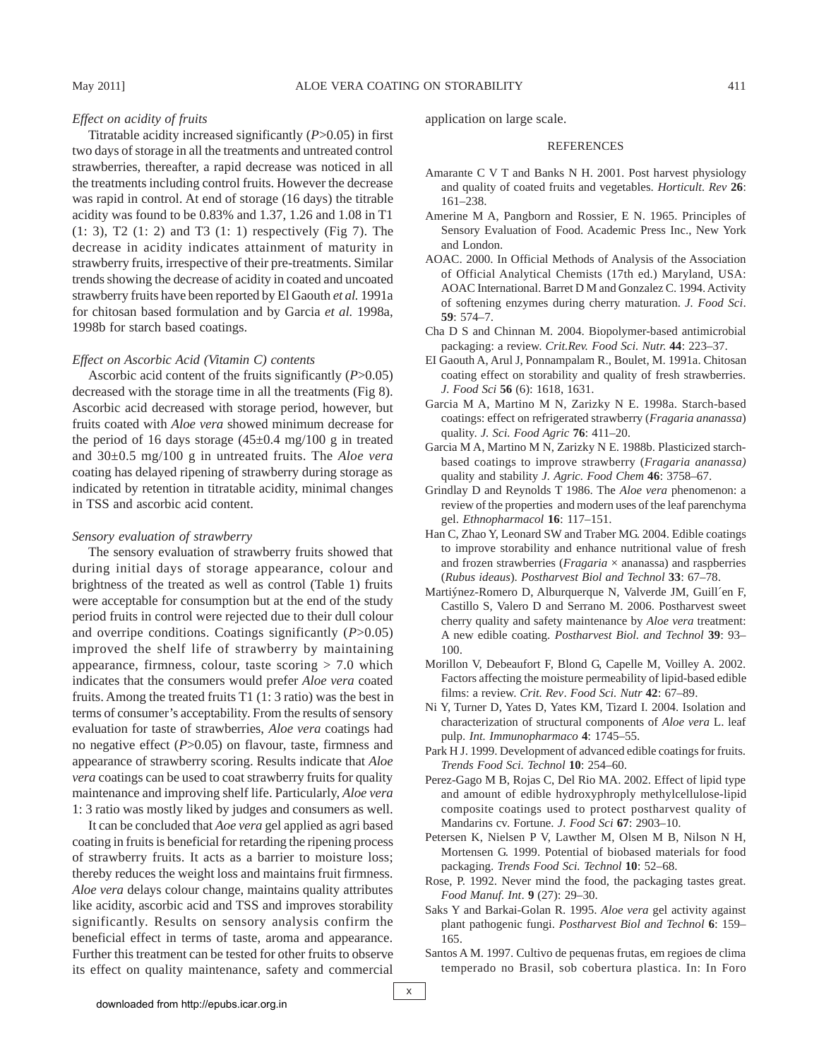### *Effect on acidity of fruits*

Titratable acidity increased significantly ($P$>0.05) in first two days of storage in all the treatments and untreated control strawberries, thereafter, a rapid decrease was noticed in all the treatments including control fruits. However the decrease was rapid in control. At end of storage (16 days) the titrable acidity was found to be 0.83% and 1.37, 1.26 and 1.08 in T1 (1: 3), T2 (1: 2) and T3 (1: 1) respectively (Fig 7). The decrease in acidity indicates attainment of maturity in strawberry fruits, irrespective of their pre-treatments. Similar trends showing the decrease of acidity in coated and uncoated strawberry fruits have been reported by El Gaouth *et al.* 1991a for chitosan based formulation and by Garcia *et al.* 1998a, 1998b for starch based coatings.

### *Effect on Ascorbic Acid (Vitamin C) contents*

Ascorbic acid content of the fruits significantly ($P$>0.05) decreased with the storage time in all the treatments (Fig 8). Ascorbic acid decreased with storage period, however, but fruits coated with *Aloe vera* showed minimum decrease for the period of 16 days storage (45±0.4 mg/100 g in treated and 30±0.5 mg/100 g in untreated fruits. The *Aloe vera* coating has delayed ripening of strawberry during storage as indicated by retention in titratable acidity, minimal changes in TSS and ascorbic acid content.

### *Sensory evaluation of strawberry*

The sensory evaluation of strawberry fruits showed that during initial days of storage appearance, colour and brightness of the treated as well as control (Table 1) fruits were acceptable for consumption but at the end of the study period fruits in control were rejected due to their dull colour and overripe conditions. Coatings significantly ($P$>0.05) improved the shelf life of strawberry by maintaining appearance, firmness, colour, taste scoring > 7.0 which indicates that the consumers would prefer *Aloe vera* coated fruits. Among the treated fruits T1 (1: 3 ratio) was the best in terms of consumer's acceptability. From the results of sensory evaluation for taste of strawberries, *Aloe vera* coatings had no negative effect ($P$>0.05) on flavour, taste, firmness and appearance of strawberry scoring. Results indicate that *Aloe vera* coatings can be used to coat strawberry fruits for quality maintenance and improving shelf life. Particularly, *Aloe vera* 1: 3 ratio was mostly liked by judges and consumers as well.

It can be concluded that *Aoe vera* gel applied as agri based coating in fruits is beneficial for retarding the ripening process of strawberry fruits. It acts as a barrier to moisture loss; thereby reduces the weight loss and maintains fruit firmness. *Aloe vera* delays colour change, maintains quality attributes like acidity, ascorbic acid and TSS and improves storability significantly. Results on sensory analysis confirm the beneficial effect in terms of taste, aroma and appearance. Further this treatment can be tested for other fruits to observe its effect on quality maintenance, safety and commercial application on large scale.

## REFERENCES

Amarante C V T and Banks N H. 2001. Post harvest physiology and quality of coated fruits and vegetables. *Horticult. Rev* **26**: 161–238.

Amerine M A, Pangborn and Rossier, E N. 1965. Principles of Sensory Evaluation of Food. Academic Press Inc., New York and London.

AOAC. 2000. In Official Methods of Analysis of the Association of Official Analytical Chemists (17th ed.) Maryland, USA: AOAC International. Barret D M and Gonzalez C. 1994. Activity of softening enzymes during cherry maturation. *J. Food Sci*. **59**: 574–7.

Cha D S and Chinnan M. 2004. Biopolymer-based antimicrobial packaging: a review. *Crit.Rev. Food Sci. Nutr.* **44**: 223–37.

EI Gaouth A, Arul J, Ponnampalam R., Boulet, M. 1991a. Chitosan coating effect on storability and quality of fresh strawberries. *J. Food Sci* **56** (6): 1618, 1631.

Garcia M A, Martino M N, Zarizky N E. 1998a. Starch-based coatings: effect on refrigerated strawberry (*Fragaria ananassa*) quality. *J. Sci. Food Agric* **76**: 411–20.

Garcia M A, Martino M N, Zarizky N E. 1988b. Plasticized starch-based coatings to improve strawberry (*Fragaria ananassa)* quality and stability *J. Agric. Food Chem* **46**: 3758–67.

Grindlay D and Reynolds T 1986. The *Aloe vera* phenomenon: a review of the properties and modern uses of the leaf parenchyma gel. *Ethnopharmacol* **16**: 117–151.

Han C, Zhao Y, Leonard SW and Traber MG. 2004. Edible coatings to improve storability and enhance nutritional value of fresh and frozen strawberries (*Fragaria* × ananassa) and raspberries (*Rubus ideaus*). *Postharvest Biol and Technol* **33**: 67–78.

Martiýnez-Romero D, Alburquerque N, Valverde JM, Guill´en F, Castillo S, Valero D and Serrano M. 2006. Postharvest sweet cherry quality and safety maintenance by *Aloe vera* treatment: A new edible coating. *Postharvest Biol. and Technol* **39**: 93–100.

Morillon V, Debeaufort F, Blond G, Capelle M, Voilley A. 2002. Factors affecting the moisture permeability of lipid-based edible films: a review. *Crit. Rev*. *Food Sci. Nutr* **42**: 67–89.

Ni Y, Turner D, Yates D, Yates KM, Tizard I. 2004. Isolation and characterization of structural components of *Aloe vera* L. leaf pulp. *Int. Immunopharmaco* **4**: 1745–55.

Park H J. 1999. Development of advanced edible coatings for fruits. *Trends Food Sci. Technol* **10**: 254–60.

Perez-Gago M B, Rojas C, Del Rio MA. 2002. Effect of lipid type and amount of edible hydroxyphroply methylcellulose-lipid composite coatings used to protect postharvest quality of Mandarins cv. Fortune. *J. Food Sci* **67**: 2903–10.

Petersen K, Nielsen P V, Lawther M, Olsen M B, Nilson N H, Mortensen G. 1999. Potential of biobased materials for food packaging. *Trends Food Sci. Technol* **10**: 52–68.

Rose, P. 1992. Never mind the food, the packaging tastes great. *Food Manuf. Int*. **9** (27): 29–30.

Saks Y and Barkai-Golan R. 1995. *Aloe vera* gel activity against plant pathogenic fungi. *Postharvest Biol and Technol* **6**: 159–165.

Santos A M. 1997. Cultivo de pequenas frutas, em regioes de clima temperado no Brasil, sob cobertura plastica. In: In Foro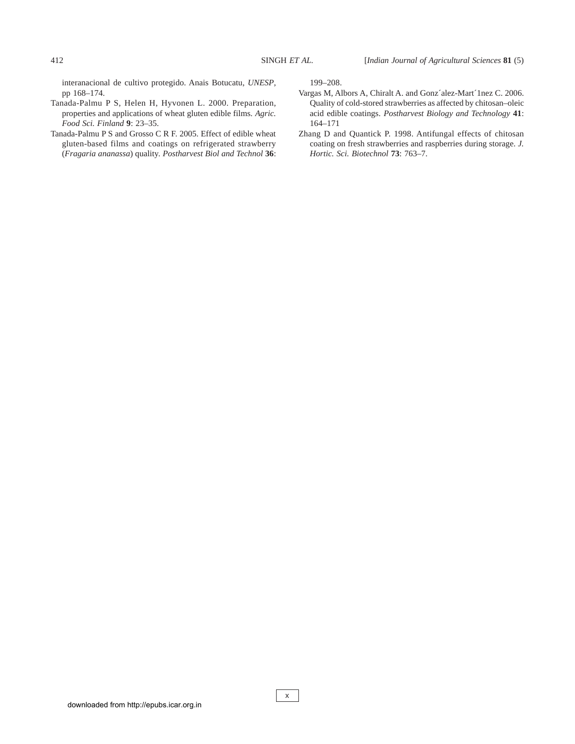interanacional de cultivo protegido. Anais Botucatu, *UNESP*, pp 168–174.

Tanada-Palmu P S, Helen H, Hyvonen L. 2000. Preparation, properties and applications of wheat gluten edible films. *Agric. Food Sci. Finland* **9**: 23–35.

Tanada-Palmu P S and Grosso C R F. 2005. Effect of edible wheat gluten-based films and coatings on refrigerated strawberry (*Fragaria ananassa*) quality. *Postharvest Biol and Technol* **36**: 199–208.

Vargas M, Albors A, Chiralt A. and Gonz´alez-Mart´1nez C. 2006. Quality of cold-stored strawberries as affected by chitosan–oleic acid edible coatings. *Postharvest Biology and Technology* **41**: 164–171

Zhang D and Quantick P. 1998. Antifungal effects of chitosan coating on fresh strawberries and raspberries during storage. *J. Hortic. Sci. Biotechnol* **73**: 763–7.